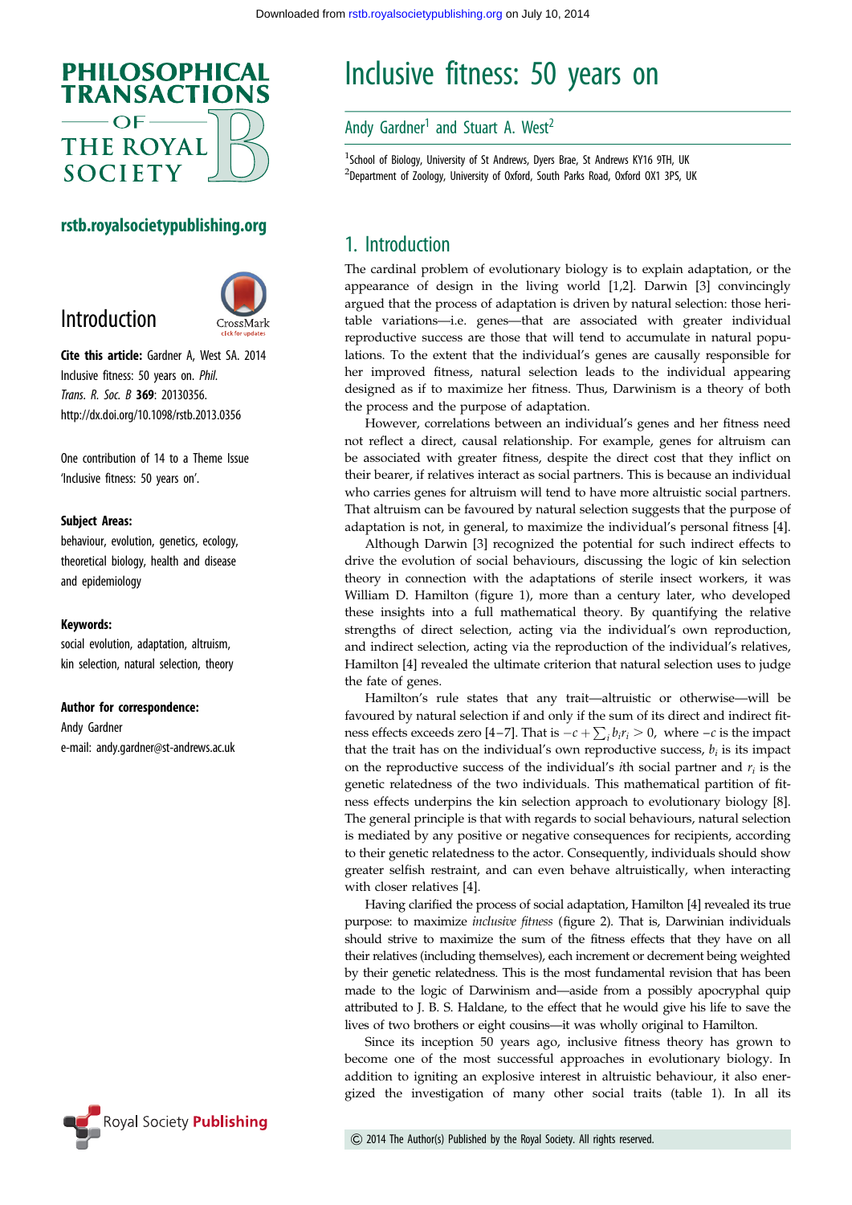# Inclusive fitness: 50 years on

Andy Gardner[1] and Stuart A. West[2]

[1]School of Biology, University of St Andrews, Dyers Brae, St Andrews KY16 9TH, UK
[2]Department of Zoology, University of Oxford, South Parks Road, Oxford OX1 3PS, UK

## Introduction

**Cite this article:** Gardner A, West SA. 2014 Inclusive fitness: 50 years on. *Phil. Trans. R. Soc. B* **369**: 20130356.
http://dx.doi.org/10.1098/rstb.2013.0356

One contribution of 14 to a Theme Issue 'Inclusive fitness: 50 years on'.

**Subject Areas:**
behaviour, evolution, genetics, ecology, theoretical biology, health and disease and epidemiology

**Keywords:**
social evolution, adaptation, altruism, kin selection, natural selection, theory

**Author for correspondence:**
Andy Gardner
e-mail: andy.gardner@st-andrews.ac.uk

## 1. Introduction

The cardinal problem of evolutionary biology is to explain adaptation, or the appearance of design in the living world [1,2]. Darwin [3] convincingly argued that the process of adaptation is driven by natural selection: those heritable variations—i.e. genes—that are associated with greater individual reproductive success are those that will tend to accumulate in natural populations. To the extent that the individual's genes are causally responsible for her improved fitness, natural selection leads to the individual appearing designed as if to maximize her fitness. Thus, Darwinism is a theory of both the process and the purpose of adaptation.

However, correlations between an individual's genes and her fitness need not reflect a direct, causal relationship. For example, genes for altruism can be associated with greater fitness, despite the direct cost that they inflict on their bearer, if relatives interact as social partners. This is because an individual who carries genes for altruism will tend to have more altruistic social partners. That altruism can be favoured by natural selection suggests that the purpose of adaptation is not, in general, to maximize the individual's personal fitness [4].

Although Darwin [3] recognized the potential for such indirect effects to drive the evolution of social behaviours, discussing the logic of kin selection theory in connection with the adaptations of sterile insect workers, it was William D. Hamilton (figure 1), more than a century later, who developed these insights into a full mathematical theory. By quantifying the relative strengths of direct selection, acting via the individual's own reproduction, and indirect selection, acting via the reproduction of the individual's relatives, Hamilton [4] revealed the ultimate criterion that natural selection uses to judge the fate of genes.

Hamilton's rule states that any trait—altruistic or otherwise—will be favoured by natural selection if and only if the sum of its direct and indirect fitness effects exceeds zero [4–7]. That is $-c + \sum_i b_i r_i > 0$, where $-c$ is the impact that the trait has on the individual's own reproductive success, $b_i$ is its impact on the reproductive success of the individual's $i$th social partner and $r_i$ is the genetic relatedness of the two individuals. This mathematical partition of fitness effects underpins the kin selection approach to evolutionary biology [8]. The general principle is that with regards to social behaviours, natural selection is mediated by any positive or negative consequences for recipients, according to their genetic relatedness to the actor. Consequently, individuals should show greater selfish restraint, and can even behave altruistically, when interacting with closer relatives [4].

Having clarified the process of social adaptation, Hamilton [4] revealed its true purpose: to maximize *inclusive fitness* (figure 2). That is, Darwinian individuals should strive to maximize the sum of the fitness effects that they have on all their relatives (including themselves), each increment or decrement being weighted by their genetic relatedness. This is the most fundamental revision that has been made to the logic of Darwinism and—aside from a possibly apocryphal quip attributed to J. B. S. Haldane, to the effect that he would give his life to save the lives of two brothers or eight cousins—it was wholly original to Hamilton.

Since its inception 50 years ago, inclusive fitness theory has grown to become one of the most successful approaches in evolutionary biology. In addition to igniting an explosive interest in altruistic behaviour, it also energized the investigation of many other social traits (table 1). In all its

© 2014 The Author(s) Published by the Royal Society. All rights reserved.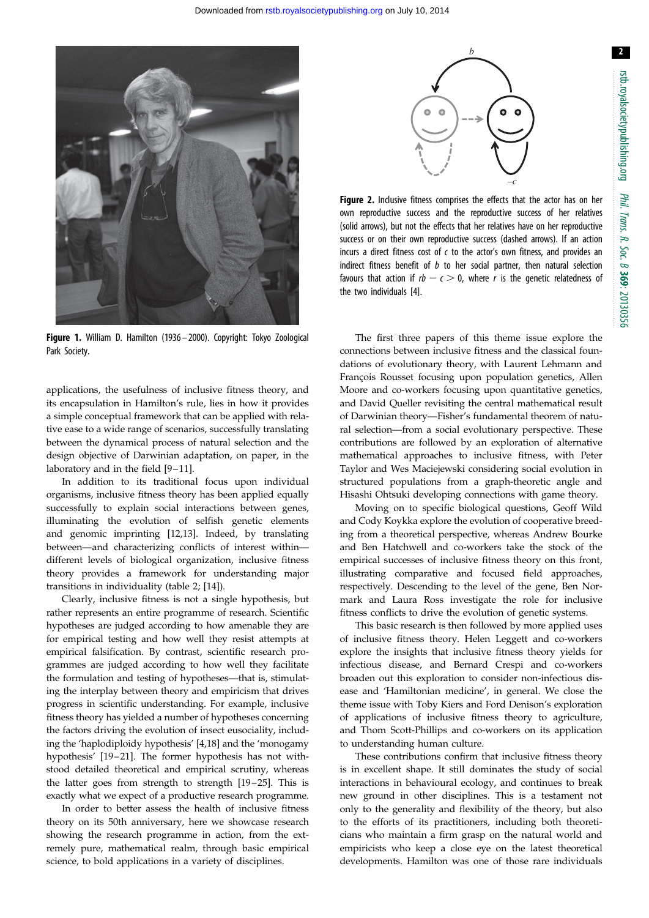Figure 1. William D. Hamilton (1936–2000). Copyright: Tokyo Zoological Park Society.

b

−c

Figure 2. Inclusive fitness comprises the effects that the actor has on her own reproductive success and the reproductive success of her relatives (solid arrows), but not the effects that her relatives have on her reproductive success or on their own reproductive success (dashed arrows). If an action incurs a direct fitness cost of $c$ to the actor's own fitness, and provides an indirect fitness benefit of $b$ to her social partner, then natural selection favours that action if $rb - c > 0$, where $r$ is the genetic relatedness of the two individuals [4].

applications, the usefulness of inclusive fitness theory, and its encapsulation in Hamilton's rule, lies in how it provides a simple conceptual framework that can be applied with relative ease to a wide range of scenarios, successfully translating between the dynamical process of natural selection and the design objective of Darwinian adaptation, on paper, in the laboratory and in the field [9–11].

In addition to its traditional focus upon individual organisms, inclusive fitness theory has been applied equally successfully to explain social interactions between genes, illuminating the evolution of selfish genetic elements and genomic imprinting [12,13]. Indeed, by translating between—and characterizing conflicts of interest within—different levels of biological organization, inclusive fitness theory provides a framework for understanding major transitions in individuality (table 2; [14]).

Clearly, inclusive fitness is not a single hypothesis, but rather represents an entire programme of research. Scientific hypotheses are judged according to how amenable they are for empirical testing and how well they resist attempts at empirical falsification. By contrast, scientific research programmes are judged according to how well they facilitate the formulation and testing of hypotheses—that is, stimulating the interplay between theory and empiricism that drives progress in scientific understanding. For example, inclusive fitness theory has yielded a number of hypotheses concerning the factors driving the evolution of insect eusociality, including the 'haplodiploidy hypothesis' [4,18] and the 'monogamy hypothesis' [19–21]. The former hypothesis has not withstood detailed theoretical and empirical scrutiny, whereas the latter goes from strength to strength [19–25]. This is exactly what we expect of a productive research programme.

In order to better assess the health of inclusive fitness theory on its 50th anniversary, here we showcase research showing the research programme in action, from the extremely pure, mathematical realm, through basic empirical science, to bold applications in a variety of disciplines.

The first three papers of this theme issue explore the connections between inclusive fitness and the classical foundations of evolutionary theory, with Laurent Lehmann and François Rousset focusing upon population genetics, Allen Moore and co-workers focusing upon quantitative genetics, and David Queller revisiting the central mathematical result of Darwinian theory—Fisher's fundamental theorem of natural selection—from a social evolutionary perspective. These contributions are followed by an exploration of alternative mathematical approaches to inclusive fitness, with Peter Taylor and Wes Maciejewski considering social evolution in structured populations from a graph-theoretic angle and Hisashi Ohtsuki developing connections with game theory.

Moving on to specific biological questions, Geoff Wild and Cody Koykka explore the evolution of cooperative breeding from a theoretical perspective, whereas Andrew Bourke and Ben Hatchwell and co-workers take the stock of the empirical successes of inclusive fitness theory on this front, illustrating comparative and focused field approaches, respectively. Descending to the level of the gene, Ben Normark and Laura Ross investigate the role for inclusive fitness conflicts to drive the evolution of genetic systems.

This basic research is then followed by more applied uses of inclusive fitness theory. Helen Leggett and co-workers explore the insights that inclusive fitness theory yields for infectious disease, and Bernard Crespi and co-workers broaden out this exploration to consider non-infectious disease and 'Hamiltonian medicine', in general. We close the theme issue with Toby Kiers and Ford Denison's exploration of applications of inclusive fitness theory to agriculture, and Thom Scott-Phillips and co-workers on its application to understanding human culture.

These contributions confirm that inclusive fitness theory is in excellent shape. It still dominates the study of social interactions in behavioural ecology, and continues to break new ground in other disciplines. This is a testament not only to the generality and flexibility of the theory, but also to the efforts of its practitioners, including both theoreticians who maintain a firm grasp on the natural world and empiricists who keep a close eye on the latest theoretical developments. Hamilton was one of those rare individuals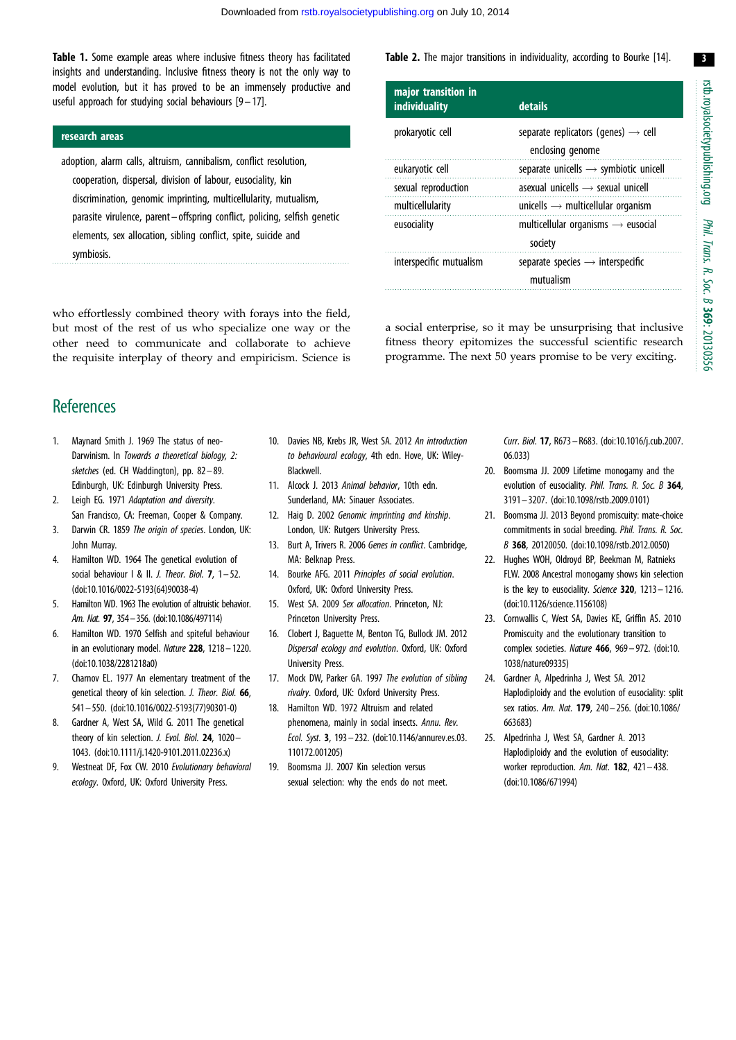**Table 1.** Some example areas where inclusive fitness theory has facilitated insights and understanding. Inclusive fitness theory is not the only way to model evolution, but it has proved to be an immensely productive and useful approach for studying social behaviours [9–17].

| research areas |
| --- |
| adoption, alarm calls, altruism, cannibalism, conflict resolution, cooperation, dispersal, division of labour, eusociality, kin discrimination, genomic imprinting, multicellularity, mutualism, parasite virulence, parent–offspring conflict, policing, selfish genetic elements, sex allocation, sibling conflict, spite, suicide and symbiosis. |

who effortlessly combined theory with forays into the field, but most of the rest of us who specialize one way or the other need to communicate and collaborate to achieve the requisite interplay of theory and empiricism. Science is a social enterprise, so it may be unsurprising that inclusive fitness theory epitomizes the successful scientific research programme. The next 50 years promise to be very exciting.

**Table 2.** The major transitions in individuality, according to Bourke [14].

| major transition in individuality | details |
| --- | --- |
| prokaryotic cell | separate replicators (genes) ⟶ cell enclosing genome |
| eukaryotic cell | separate unicells ⟶ symbiotic unicell |
| sexual reproduction | asexual unicells ⟶ sexual unicell |
| multicellularity | unicells ⟶ multicellular organism |
| eusociality | multicellular organisms ⟶ eusocial society |
| interspecific mutualism | separate species ⟶ interspecific mutualism |

## References

1. Maynard Smith J. 1969 The status of neo-Darwinism. In *Towards a theoretical biology, 2: sketches* (ed. CH Waddington), pp. 82–89. Edinburgh, UK: Edinburgh University Press.
2. Leigh EG. 1971 *Adaptation and diversity*. San Francisco, CA: Freeman, Cooper & Company.
3. Darwin CR. 1859 *The origin of species*. London, UK: John Murray.
4. Hamilton WD. 1964 The genetical evolution of social behaviour I & II. *J. Theor. Biol.* **7**, 1–52. (doi:10.1016/0022-5193(64)90038-4)
5. Hamilton WD. 1963 The evolution of altruistic behavior. *Am. Nat.* **97**, 354–356. (doi:10.1086/497114)
6. Hamilton WD. 1970 Selfish and spiteful behaviour in an evolutionary model. *Nature* **228**, 1218–1220. (doi:10.1038/2281218a0)
7. Charnov EL. 1977 An elementary treatment of the genetical theory of kin selection. *J. Theor. Biol.* **66**, 541–550. (doi:10.1016/0022-5193(77)90301-0)
8. Gardner A, West SA, Wild G. 2011 The genetical theory of kin selection. *J. Evol. Biol.* **24**, 1020–1043. (doi:10.1111/j.1420-9101.2011.02236.x)
9. Westneat DF, Fox CW. 2010 *Evolutionary behavioral ecology*. Oxford, UK: Oxford University Press.
10. Davies NB, Krebs JR, West SA. 2012 *An introduction to behavioural ecology*, 4th edn. Hove, UK: Wiley-Blackwell.
11. Alcock J. 2013 *Animal behavior*, 10th edn. Sunderland, MA: Sinauer Associates.
12. Haig D. 2002 *Genomic imprinting and kinship*. London, UK: Rutgers University Press.
13. Burt A, Trivers R. 2006 *Genes in conflict*. Cambridge, MA: Belknap Press.
14. Bourke AFG. 2011 *Principles of social evolution*. Oxford, UK: Oxford University Press.
15. West SA. 2009 *Sex allocation*. Princeton, NJ: Princeton University Press.
16. Clobert J, Baguette M, Benton TG, Bullock JM. 2012 *Dispersal ecology and evolution*. Oxford, UK: Oxford University Press.
17. Mock DW, Parker GA. 1997 *The evolution of sibling rivalry*. Oxford, UK: Oxford University Press.
18. Hamilton WD. 1972 Altruism and related phenomena, mainly in social insects. *Annu. Rev. Ecol. Syst.* **3**, 193–232. (doi:10.1146/annurev.es.03.110172.001205)
19. Boomsma JJ. 2007 Kin selection versus sexual selection: why the ends do not meet. *Curr. Biol.* **17**, R673–R683. (doi:10.1016/j.cub.2007.06.033)
20. Boomsma JJ. 2009 Lifetime monogamy and the evolution of eusociality. *Phil. Trans. R. Soc. B* **364**, 3191–3207. (doi:10.1098/rstb.2009.0101)
21. Boomsma JJ. 2013 Beyond promiscuity: mate-choice commitments in social breeding. *Phil. Trans. R. Soc. B* **368**, 20120050. (doi:10.1098/rstb.2012.0050)
22. Hughes WOH, Oldroyd BP, Beekman M, Ratnieks FLW. 2008 Ancestral monogamy shows kin selection is the key to eusociality. *Science* **320**, 1213–1216. (doi:10.1126/science.1156108)
23. Cornwallis C, West SA, Davies KE, Griffin AS. 2010 Promiscuity and the evolutionary transition to complex societies. *Nature* **466**, 969–972. (doi:10.1038/nature09335)
24. Gardner A, Alpedrinha J, West SA. 2012 Haplodiploidy and the evolution of eusociality: split sex ratios. *Am. Nat.* **179**, 240–256. (doi:10.1086/663683)
25. Alpedrinha J, West SA, Gardner A. 2013 Haplodiploidy and the evolution of eusociality: worker reproduction. *Am. Nat.* **182**, 421–438. (doi:10.1086/671994)